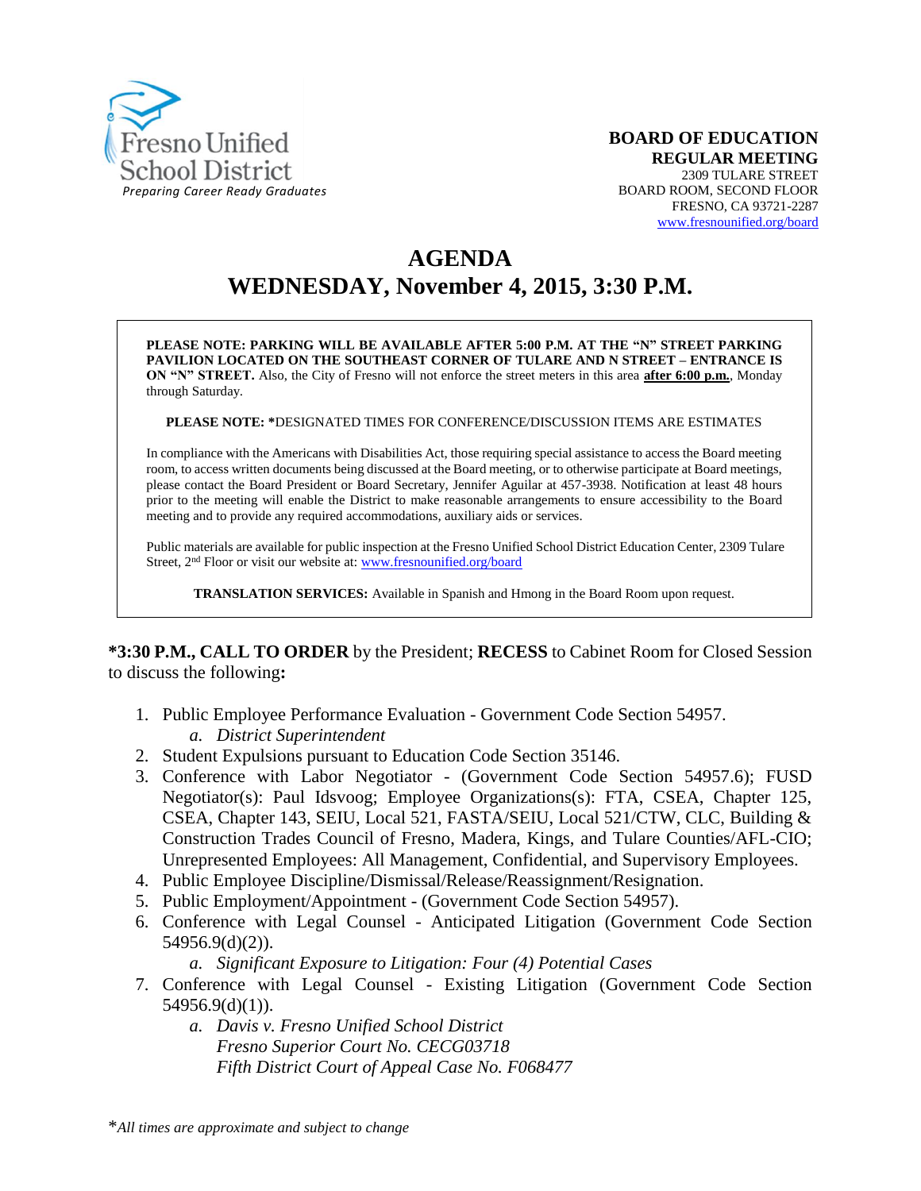Fresno Unified School District
*Preparing Career Ready Graduates*

**BOARD OF EDUCATION**
**REGULAR MEETING**
2309 TULARE STREET
BOARD ROOM, SECOND FLOOR
FRESNO, CA 93721-2287
www.fresnounified.org/board

# AGENDA
# WEDNESDAY, November 4, 2015, 3:30 P.M.

**PLEASE NOTE: PARKING WILL BE AVAILABLE AFTER 5:00 P.M. AT THE "N" STREET PARKING PAVILION LOCATED ON THE SOUTHEAST CORNER OF TULARE AND N STREET – ENTRANCE IS ON "N" STREET.** Also, the City of Fresno will not enforce the street meters in this area **after 6:00 p.m.**, Monday through Saturday.

**PLEASE NOTE: \***DESIGNATED TIMES FOR CONFERENCE/DISCUSSION ITEMS ARE ESTIMATES

In compliance with the Americans with Disabilities Act, those requiring special assistance to access the Board meeting room, to access written documents being discussed at the Board meeting, or to otherwise participate at Board meetings, please contact the Board President or Board Secretary, Jennifer Aguilar at 457-3938. Notification at least 48 hours prior to the meeting will enable the District to make reasonable arrangements to ensure accessibility to the Board meeting and to provide any required accommodations, auxiliary aids or services.

Public materials are available for public inspection at the Fresno Unified School District Education Center, 2309 Tulare Street, 2nd Floor or visit our website at: www.fresnounified.org/board

**TRANSLATION SERVICES:** Available in Spanish and Hmong in the Board Room upon request.

**\*3:30 P.M., CALL TO ORDER** by the President; **RECESS** to Cabinet Room for Closed Session to discuss the following**:**

1. Public Employee Performance Evaluation - Government Code Section 54957.
   a. *District Superintendent*
2. Student Expulsions pursuant to Education Code Section 35146.
3. Conference with Labor Negotiator - (Government Code Section 54957.6); FUSD Negotiator(s): Paul Idsvoog; Employee Organizations(s): FTA, CSEA, Chapter 125, CSEA, Chapter 143, SEIU, Local 521, FASTA/SEIU, Local 521/CTW, CLC, Building & Construction Trades Council of Fresno, Madera, Kings, and Tulare Counties/AFL-CIO; Unrepresented Employees: All Management, Confidential, and Supervisory Employees.
4. Public Employee Discipline/Dismissal/Release/Reassignment/Resignation.
5. Public Employment/Appointment - (Government Code Section 54957).
6. Conference with Legal Counsel - Anticipated Litigation (Government Code Section 54956.9(d)(2)).
   a. *Significant Exposure to Litigation: Four (4) Potential Cases*
7. Conference with Legal Counsel - Existing Litigation (Government Code Section 54956.9(d)(1)).
   a. *Davis v. Fresno Unified School District*
      *Fresno Superior Court No. CECG03718*
      *Fifth District Court of Appeal Case No. F068477*

\**All times are approximate and subject to change*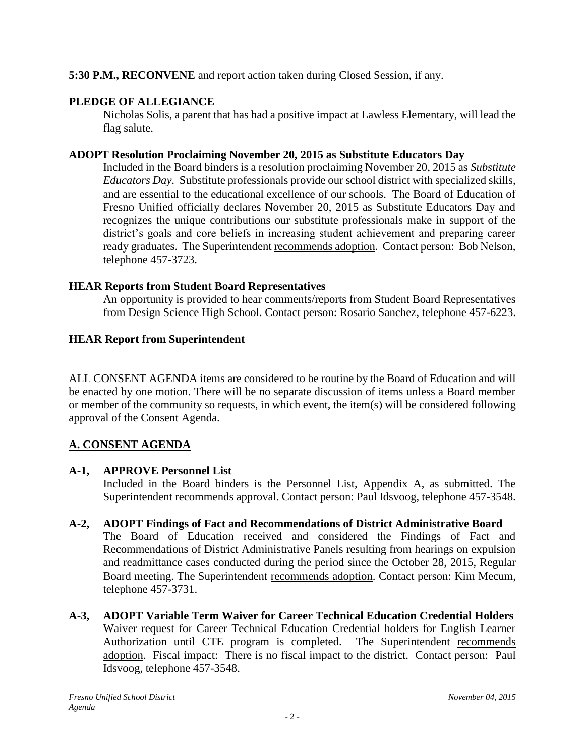**5:30 P.M., RECONVENE** and report action taken during Closed Session, if any.

**PLEDGE OF ALLEGIANCE**

Nicholas Solis, a parent that has had a positive impact at Lawless Elementary, will lead the flag salute.

**ADOPT Resolution Proclaiming November 20, 2015 as Substitute Educators Day**

Included in the Board binders is a resolution proclaiming November 20, 2015 as *Substitute Educators Day*. Substitute professionals provide our school district with specialized skills, and are essential to the educational excellence of our schools. The Board of Education of Fresno Unified officially declares November 20, 2015 as Substitute Educators Day and recognizes the unique contributions our substitute professionals make in support of the district's goals and core beliefs in increasing student achievement and preparing career ready graduates. The Superintendent recommends adoption. Contact person: Bob Nelson, telephone 457-3723.

**HEAR Reports from Student Board Representatives**

An opportunity is provided to hear comments/reports from Student Board Representatives from Design Science High School. Contact person: Rosario Sanchez, telephone 457-6223.

**HEAR Report from Superintendent**

ALL CONSENT AGENDA items are considered to be routine by the Board of Education and will be enacted by one motion. There will be no separate discussion of items unless a Board member or member of the community so requests, in which event, the item(s) will be considered following approval of the Consent Agenda.

## A. CONSENT AGENDA

**A-1, APPROVE Personnel List**

Included in the Board binders is the Personnel List, Appendix A, as submitted. The Superintendent recommends approval. Contact person: Paul Idsvoog, telephone 457-3548.

**A-2, ADOPT Findings of Fact and Recommendations of District Administrative Board**

The Board of Education received and considered the Findings of Fact and Recommendations of District Administrative Panels resulting from hearings on expulsion and readmittance cases conducted during the period since the October 28, 2015, Regular Board meeting. The Superintendent recommends adoption. Contact person: Kim Mecum, telephone 457-3731.

**A-3, ADOPT Variable Term Waiver for Career Technical Education Credential Holders**

Waiver request for Career Technical Education Credential holders for English Learner Authorization until CTE program is completed. The Superintendent recommends adoption. Fiscal impact: There is no fiscal impact to the district. Contact person: Paul Idsvoog, telephone 457-3548.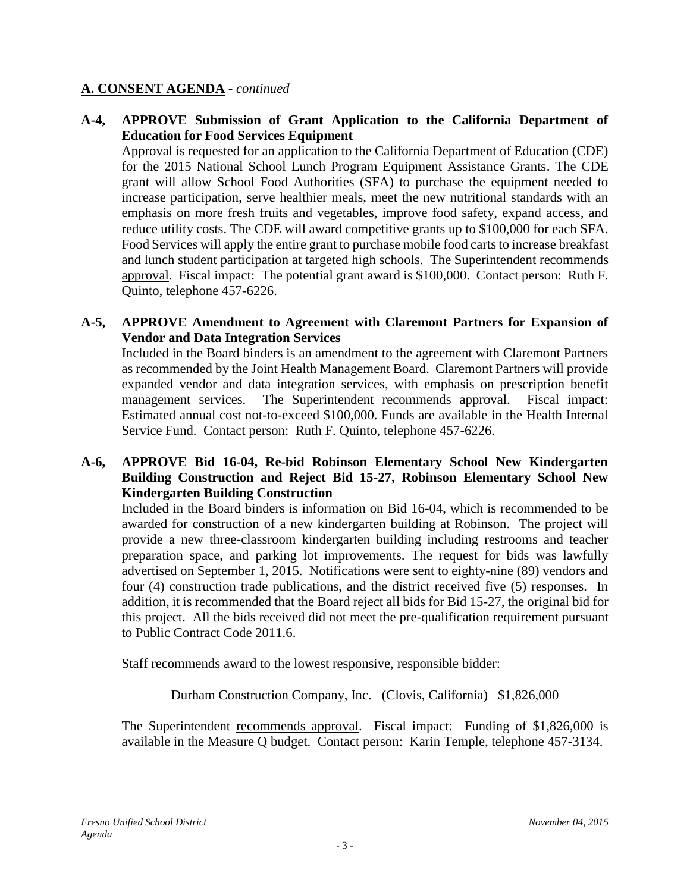## A. CONSENT AGENDA - *continued*

**A-4, APPROVE Submission of Grant Application to the California Department of Education for Food Services Equipment**

Approval is requested for an application to the California Department of Education (CDE) for the 2015 National School Lunch Program Equipment Assistance Grants. The CDE grant will allow School Food Authorities (SFA) to purchase the equipment needed to increase participation, serve healthier meals, meet the new nutritional standards with an emphasis on more fresh fruits and vegetables, improve food safety, expand access, and reduce utility costs. The CDE will award competitive grants up to $100,000 for each SFA. Food Services will apply the entire grant to purchase mobile food carts to increase breakfast and lunch student participation at targeted high schools. The Superintendent recommends approval. Fiscal impact: The potential grant award is $100,000. Contact person: Ruth F. Quinto, telephone 457-6226.

**A-5, APPROVE Amendment to Agreement with Claremont Partners for Expansion of Vendor and Data Integration Services**

Included in the Board binders is an amendment to the agreement with Claremont Partners as recommended by the Joint Health Management Board. Claremont Partners will provide expanded vendor and data integration services, with emphasis on prescription benefit management services. The Superintendent recommends approval. Fiscal impact: Estimated annual cost not-to-exceed $100,000. Funds are available in the Health Internal Service Fund. Contact person: Ruth F. Quinto, telephone 457-6226.

**A-6, APPROVE Bid 16-04, Re-bid Robinson Elementary School New Kindergarten Building Construction and Reject Bid 15-27, Robinson Elementary School New Kindergarten Building Construction**

Included in the Board binders is information on Bid 16-04, which is recommended to be awarded for construction of a new kindergarten building at Robinson. The project will provide a new three-classroom kindergarten building including restrooms and teacher preparation space, and parking lot improvements. The request for bids was lawfully advertised on September 1, 2015. Notifications were sent to eighty-nine (89) vendors and four (4) construction trade publications, and the district received five (5) responses. In addition, it is recommended that the Board reject all bids for Bid 15-27, the original bid for this project. All the bids received did not meet the pre-qualification requirement pursuant to Public Contract Code 2011.6.

Staff recommends award to the lowest responsive, responsible bidder:

Durham Construction Company, Inc. (Clovis, California) $1,826,000

The Superintendent recommends approval. Fiscal impact: Funding of $1,826,000 is available in the Measure Q budget. Contact person: Karin Temple, telephone 457-3134.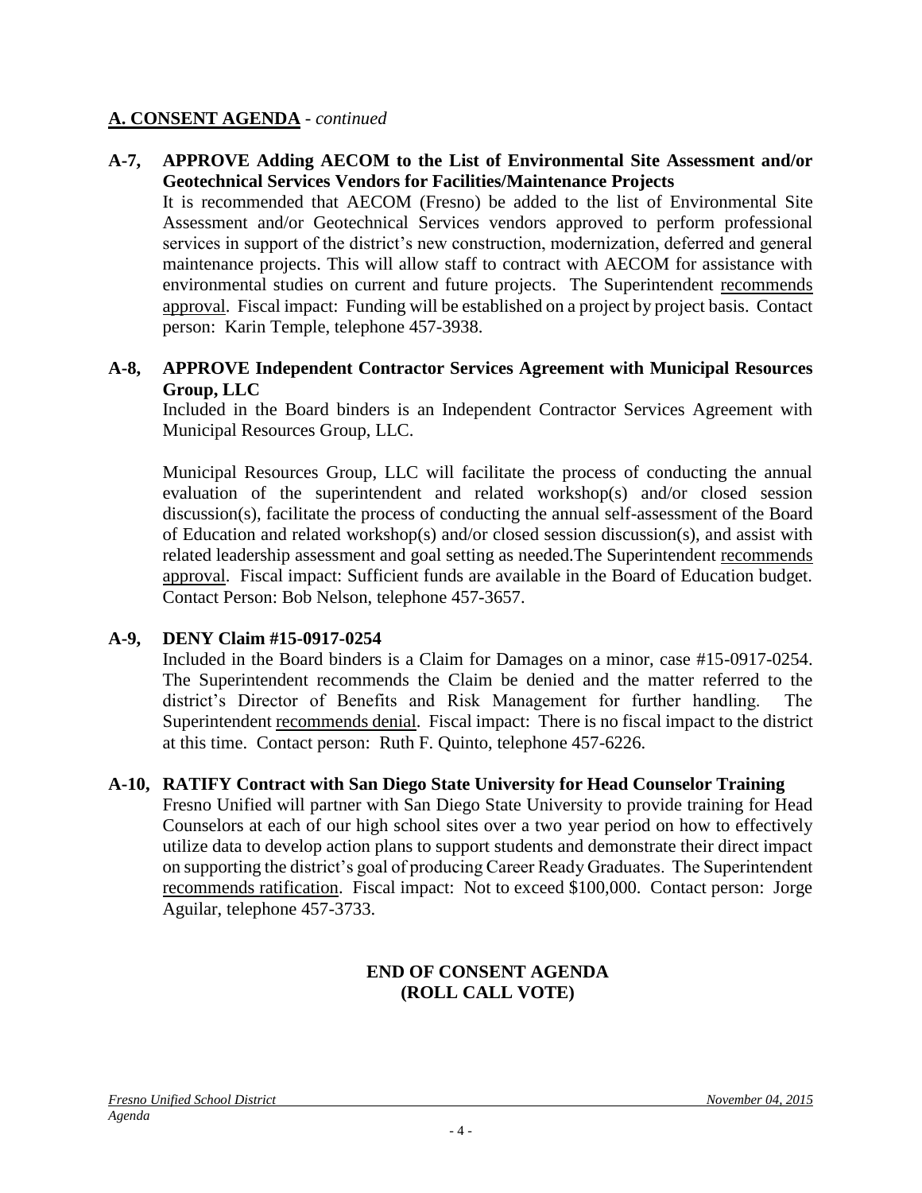## A. CONSENT AGENDA - *continued*

**A-7, APPROVE Adding AECOM to the List of Environmental Site Assessment and/or Geotechnical Services Vendors for Facilities/Maintenance Projects**

It is recommended that AECOM (Fresno) be added to the list of Environmental Site Assessment and/or Geotechnical Services vendors approved to perform professional services in support of the district's new construction, modernization, deferred and general maintenance projects. This will allow staff to contract with AECOM for assistance with environmental studies on current and future projects. The Superintendent recommends approval. Fiscal impact: Funding will be established on a project by project basis. Contact person: Karin Temple, telephone 457-3938.

**A-8, APPROVE Independent Contractor Services Agreement with Municipal Resources Group, LLC**

Included in the Board binders is an Independent Contractor Services Agreement with Municipal Resources Group, LLC.

Municipal Resources Group, LLC will facilitate the process of conducting the annual evaluation of the superintendent and related workshop(s) and/or closed session discussion(s), facilitate the process of conducting the annual self-assessment of the Board of Education and related workshop(s) and/or closed session discussion(s), and assist with related leadership assessment and goal setting as needed.The Superintendent recommends approval. Fiscal impact: Sufficient funds are available in the Board of Education budget. Contact Person: Bob Nelson, telephone 457-3657.

**A-9, DENY Claim #15-0917-0254**

Included in the Board binders is a Claim for Damages on a minor, case #15-0917-0254. The Superintendent recommends the Claim be denied and the matter referred to the district's Director of Benefits and Risk Management for further handling. The Superintendent recommends denial. Fiscal impact: There is no fiscal impact to the district at this time. Contact person: Ruth F. Quinto, telephone 457-6226.

**A-10, RATIFY Contract with San Diego State University for Head Counselor Training**

Fresno Unified will partner with San Diego State University to provide training for Head Counselors at each of our high school sites over a two year period on how to effectively utilize data to develop action plans to support students and demonstrate their direct impact on supporting the district's goal of producing Career Ready Graduates. The Superintendent recommends ratification. Fiscal impact: Not to exceed $100,000. Contact person: Jorge Aguilar, telephone 457-3733.

**END OF CONSENT AGENDA**
**(ROLL CALL VOTE)**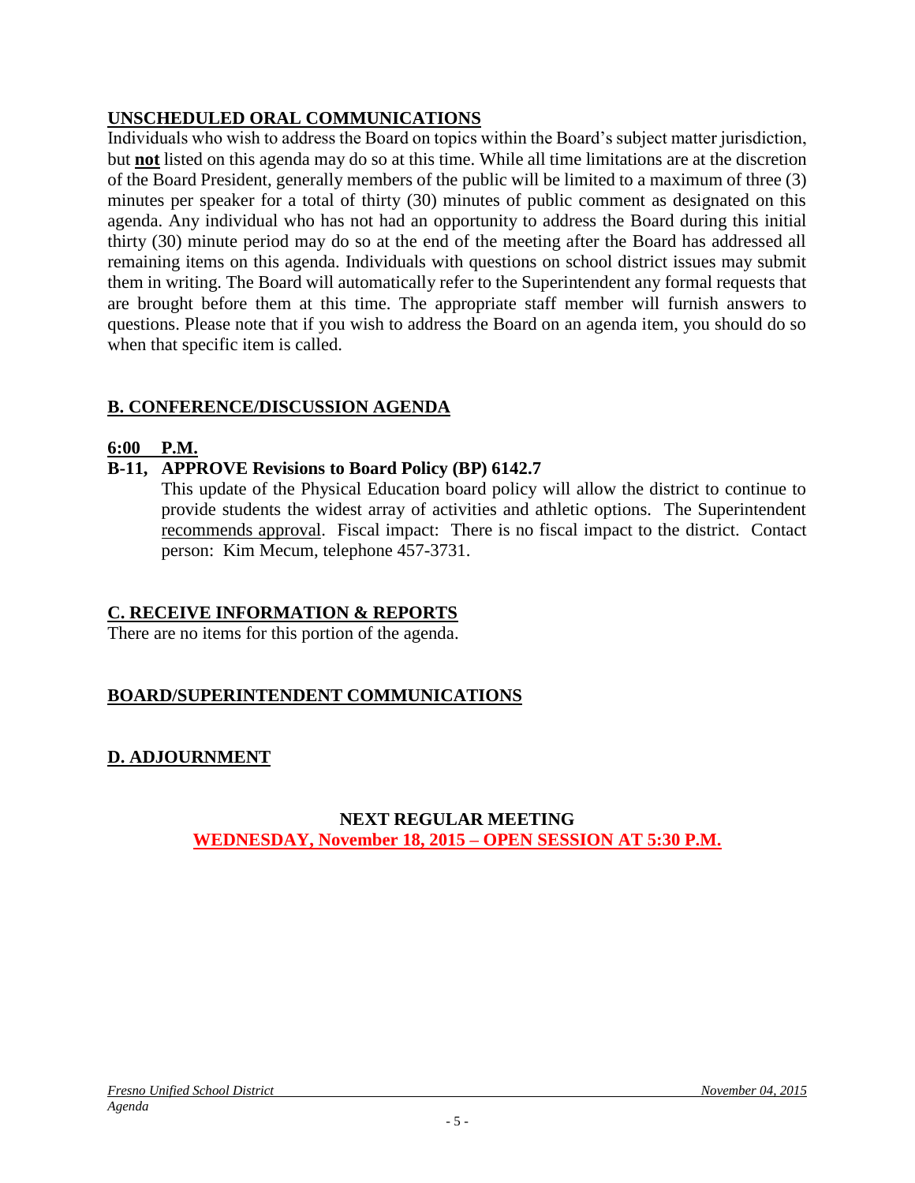## UNSCHEDULED ORAL COMMUNICATIONS

Individuals who wish to address the Board on topics within the Board's subject matter jurisdiction, but **not** listed on this agenda may do so at this time. While all time limitations are at the discretion of the Board President, generally members of the public will be limited to a maximum of three (3) minutes per speaker for a total of thirty (30) minutes of public comment as designated on this agenda. Any individual who has not had an opportunity to address the Board during this initial thirty (30) minute period may do so at the end of the meeting after the Board has addressed all remaining items on this agenda. Individuals with questions on school district issues may submit them in writing. The Board will automatically refer to the Superintendent any formal requests that are brought before them at this time. The appropriate staff member will furnish answers to questions. Please note that if you wish to address the Board on an agenda item, you should do so when that specific item is called.

## B. CONFERENCE/DISCUSSION AGENDA

**6:00 P.M.**

**B-11, APPROVE Revisions to Board Policy (BP) 6142.7**

This update of the Physical Education board policy will allow the district to continue to provide students the widest array of activities and athletic options. The Superintendent recommends approval. Fiscal impact: There is no fiscal impact to the district. Contact person: Kim Mecum, telephone 457-3731.

## C. RECEIVE INFORMATION & REPORTS

There are no items for this portion of the agenda.

## BOARD/SUPERINTENDENT COMMUNICATIONS

## D. ADJOURNMENT

**NEXT REGULAR MEETING**

**WEDNESDAY, November 18, 2015 – OPEN SESSION AT 5:30 P.M.**